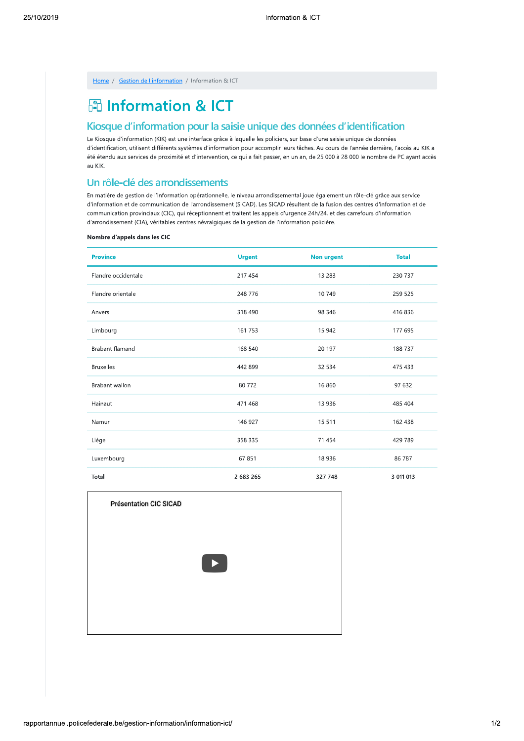Home / Gestion de l'information / Information & ICT

# Information & ICT

## Kiosque d'information pour la saisie unique des données d'identification

Le Kiosque d'information (KIK) est une interface grâce à laquelle les policiers, sur base d'une saisie unique de données d'identification, utilisent différents systèmes d'information pour accomplir leurs tâches. Au cours de l'année dernière, l'accès au KIK a été étendu aux services de proximité et d'intervention, ce qui a fait passer, en un an, de 25 000 à 28 000 le nombre de PC ayant accès au KIK.

## Un rôle-clé des arrondissements

En matière de gestion de l'information opérationnelle, le niveau arrondissemental joue également un rôle-clé grâce aux service d'information et de communication de l'arrondissement (SICAD). Les SICAD résultent de la fusion des centres d'information et de communication provinciaux (CIC), qui réceptionnent et traitent les appels d'urgence 24h/24, et des carrefours d'information d'arrondissement (CIA), véritables centres névralgiques de la gestion de l'information policière.

**Nombre d'appels dans les CIC**

| Province | Urgent | Non urgent | Total |
|---|---|---|---|
| Flandre occidentale | 217 454 | 13 283 | 230 737 |
| Flandre orientale | 248 776 | 10 749 | 259 525 |
| Anvers | 318 490 | 98 346 | 416 836 |
| Limbourg | 161 753 | 15 942 | 177 695 |
| Brabant flamand | 168 540 | 20 197 | 188 737 |
| Bruxelles | 442 899 | 32 534 | 475 433 |
| Brabant wallon | 80 772 | 16 860 | 97 632 |
| Hainaut | 471 468 | 13 936 | 485 404 |
| Namur | 146 927 | 15 511 | 162 438 |
| Liège | 358 335 | 71 454 | 429 789 |
| Luxembourg | 67 851 | 18 936 | 86 787 |
| **Total** | **2 683 265** | **327 748** | **3 011 013** |

Présentation CIC SICAD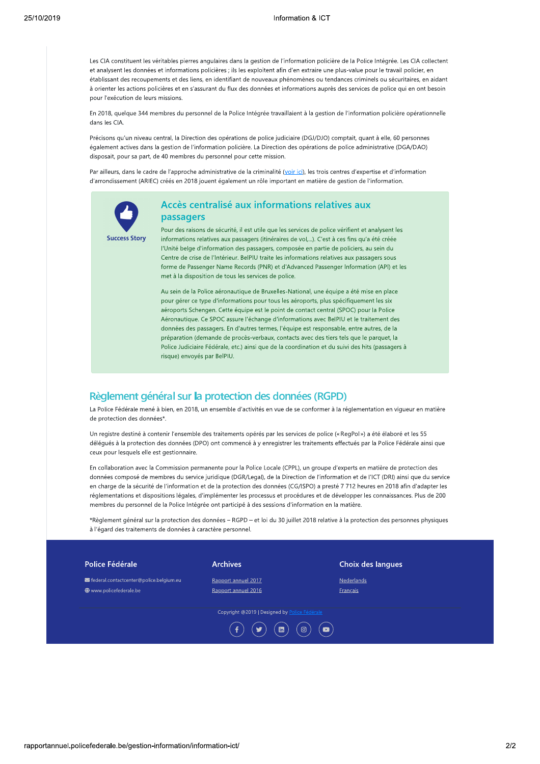Les CIA constituent les véritables pierres angulaires dans la gestion de l'information policière de la Police Intégrée. Les CIA collectent et analysent les données et informations policières ; ils les exploitent afin d'en extraire une plus-value pour le travail policier, en établissant des recoupements et des liens, en identifiant de nouveaux phénomènes ou tendances criminels ou sécuritaires, en aidant à orienter les actions policières et en s'assurant du flux des données et informations auprès des services de police qui en ont besoin pour l'exécution de leurs missions.

En 2018, quelque 344 membres du personnel de la Police Intégrée travaillaient à la gestion de l'information policière opérationnelle dans les CIA.

Précisons qu'un niveau central, la Direction des opérations de police judiciaire (DGJ/DJO) comptait, quant à elle, 60 personnes également actives dans la gestion de l'information policière. La Direction des opérations de police administrative (DGA/DAO) disposait, pour sa part, de 40 membres du personnel pour cette mission.

Par ailleurs, dans le cadre de l'approche administrative de la criminalité (voir ici), les trois centres d'expertise et d'information d'arrondissement (ARIEC) créés en 2018 jouent également un rôle important en matière de gestion de l'information.

Success Story

### Accès centralisé aux informations relatives aux passagers

Pour des raisons de sécurité, il est utile que les services de police vérifient et analysent les informations relatives aux passagers (itinéraires de vol,...). C'est à ces fins qu'a été créée l'Unité belge d'information des passagers, composée en partie de policiers, au sein du Centre de crise de l'Intérieur. BelPIU traite les informations relatives aux passagers sous forme de Passenger Name Records (PNR) et d'Advanced Passenger Information (API) et les met à la disposition de tous les services de police.

Au sein de la Police aéronautique de Bruxelles-National, une équipe a été mise en place pour gérer ce type d'informations pour tous les aéroports, plus spécifiquement les six aéroports Schengen. Cette équipe est le point de contact central (SPOC) pour la Police Aéronautique. Ce SPOC assure l'échange d'informations avec BelPIU et le traitement des données des passagers. En d'autres termes, l'équipe est responsable, entre autres, de la préparation (demande de procès-verbaux, contacts avec des tiers tels que le parquet, la Police Judiciaire Fédérale, etc.) ainsi que de la coordination et du suivi des hits (passagers à risque) envoyés par BelPIU.

## Règlement général sur la protection des données (RGPD)

La Police Fédérale mené à bien, en 2018, un ensemble d'activités en vue de se conformer à la réglementation en vigueur en matière de protection des données*.

Un registre destiné à contenir l'ensemble des traitements opérés par les services de police (« RegPol ») a été élaboré et les 55 délégués à la protection des données (DPO) ont commencé à y enregistrer les traitements effectués par la Police Fédérale ainsi que ceux pour lesquels elle est gestionnaire.

En collaboration avec la Commission permanente pour la Police Locale (CPPL), un groupe d'experts en matière de protection des données composé de membres du service juridique (DGR/Legal), de la Direction de l'information et de l'ICT (DRI) ainsi que du service en charge de la sécurité de l'information et de la protection des données (CG/ISPO) a presté 7 712 heures en 2018 afin d'adapter les réglementations et dispositions légales, d'implémenter les processus et procédures et de développer les connaissances. Plus de 200 membres du personnel de la Police Intégrée ont participé à des sessions d'information en la matière.

*Règlement général sur la protection des données – RGPD – et loi du 30 juillet 2018 relative à la protection des personnes physiques à l'égard des traitements de données à caractère personnel.

**Police Fédérale**

federal.contactcenter@police.belgium.eu

www.policefederale.be

**Archives**

Rapport annuel 2017

Rapport annuel 2016

**Choix des langues**

Nederlands

Français

Copyright @2019 | Designed by Police Fédérale